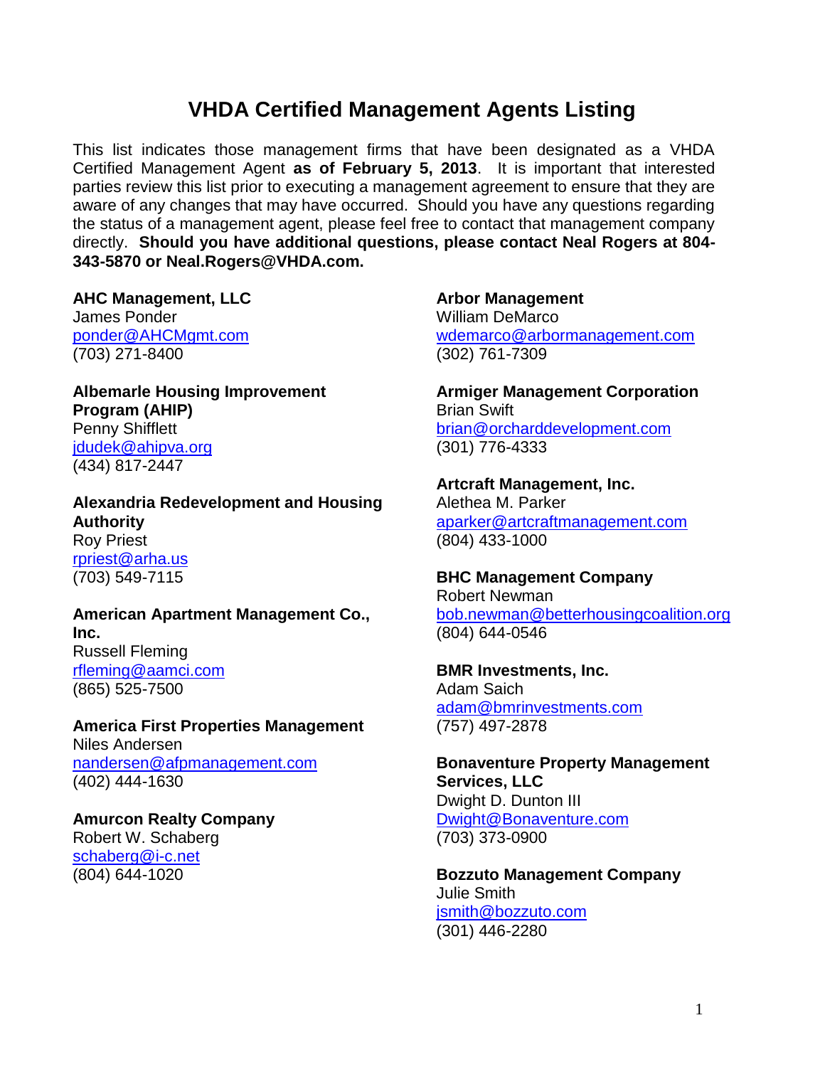# VHDA Certified Management Agents Listing

This list indicates those management firms that have been designated as a VHDA Certified Management Agent **as of February 5, 2013**. It is important that interested parties review this list prior to executing a management agreement to ensure that they are aware of any changes that may have occurred. Should you have any questions regarding the status of a management agent, please feel free to contact that management company directly. **Should you have additional questions, please contact Neal Rogers at 804-343-5870 or Neal.Rogers@VHDA.com.**

**AHC Management, LLC**
James Ponder
ponder@AHCMgmt.com
(703) 271-8400

**Albemarle Housing Improvement Program (AHIP)**
Penny Shifflett
jdudek@ahipva.org
(434) 817-2447

**Alexandria Redevelopment and Housing Authority**
Roy Priest
rpriest@arha.us
(703) 549-7115

**American Apartment Management Co., Inc.**
Russell Fleming
rfleming@aamci.com
(865) 525-7500

**America First Properties Management**
Niles Andersen
nandersen@afpmanagement.com
(402) 444-1630

**Amurcon Realty Company**
Robert W. Schaberg
schaberg@i-c.net
(804) 644-1020

**Arbor Management**
William DeMarco
wdemarco@arbormanagement.com
(302) 761-7309

**Armiger Management Corporation**
Brian Swift
brian@orcharddevelopment.com
(301) 776-4333

**Artcraft Management, Inc.**
Alethea M. Parker
aparker@artcraftmanagement.com
(804) 433-1000

**BHC Management Company**
Robert Newman
bob.newman@betterhousingcoalition.org
(804) 644-0546

**BMR Investments, Inc.**
Adam Saich
adam@bmrinvestments.com
(757) 497-2878

**Bonaventure Property Management Services, LLC**
Dwight D. Dunton III
Dwight@Bonaventure.com
(703) 373-0900

**Bozzuto Management Company**
Julie Smith
jsmith@bozzuto.com
(301) 446-2280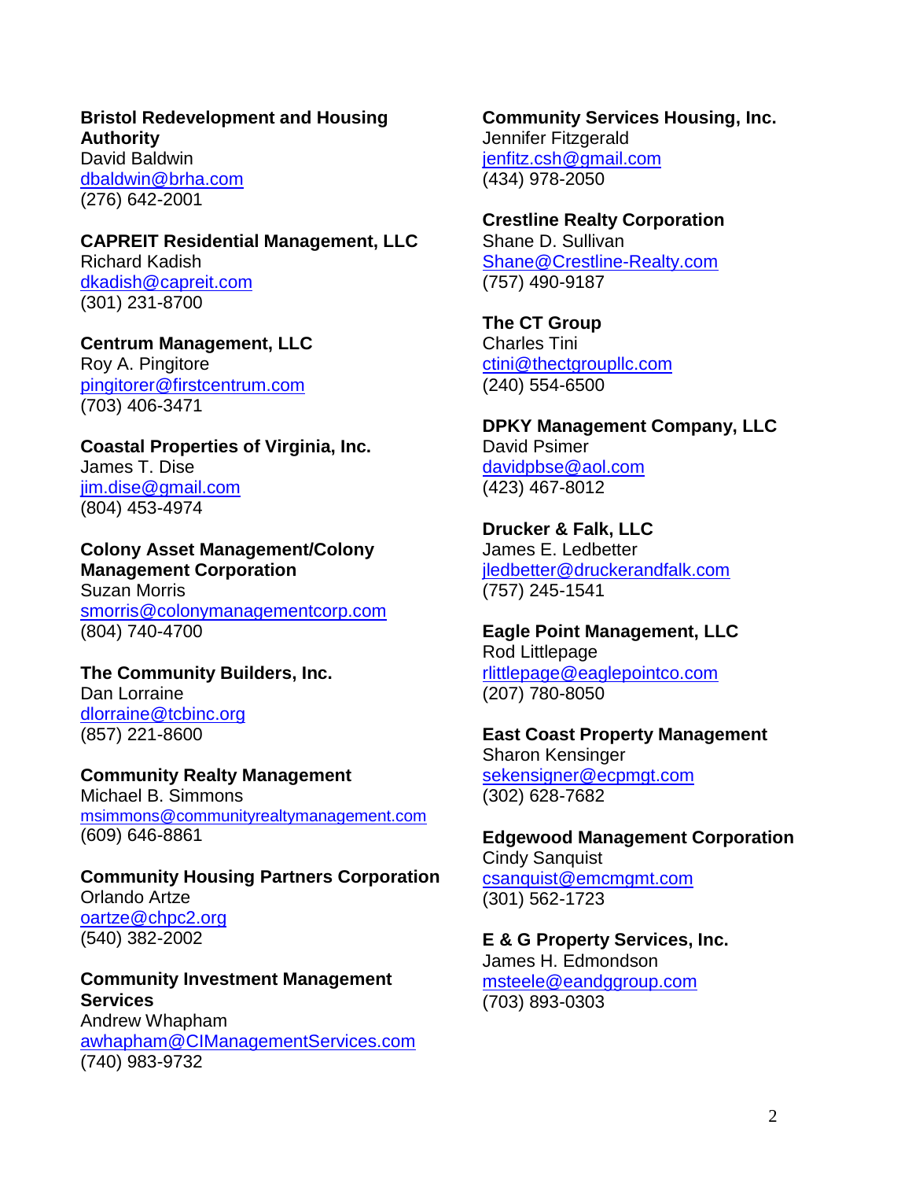**Bristol Redevelopment and Housing Authority**
David Baldwin
dbaldwin@brha.com
(276) 642-2001

**CAPREIT Residential Management, LLC**
Richard Kadish
dkadish@capreit.com
(301) 231-8700

**Centrum Management, LLC**
Roy A. Pingitore
pingitorer@firstcentrum.com
(703) 406-3471

**Coastal Properties of Virginia, Inc.**
James T. Dise
jim.dise@gmail.com
(804) 453-4974

**Colony Asset Management/Colony Management Corporation**
Suzan Morris
smorris@colonymanagementcorp.com
(804) 740-4700

**The Community Builders, Inc.**
Dan Lorraine
dlorraine@tcbinc.org
(857) 221-8600

**Community Realty Management**
Michael B. Simmons
msimmons@communityrealtymanagement.com
(609) 646-8861

**Community Housing Partners Corporation**
Orlando Artze
oartze@chpc2.org
(540) 382-2002

**Community Investment Management Services**
Andrew Whapham
awhapham@CIManagementServices.com
(740) 983-9732

**Community Services Housing, Inc.**
Jennifer Fitzgerald
jenfitz.csh@gmail.com
(434) 978-2050

**Crestline Realty Corporation**
Shane D. Sullivan
Shane@Crestline-Realty.com
(757) 490-9187

**The CT Group**
Charles Tini
ctini@thectgroupllc.com
(240) 554-6500

**DPKY Management Company, LLC**
David Psimer
davidpbse@aol.com
(423) 467-8012

**Drucker & Falk, LLC**
James E. Ledbetter
jledbetter@druckerandfalk.com
(757) 245-1541

**Eagle Point Management, LLC**
Rod Littlepage
rlittlepage@eaglepointco.com
(207) 780-8050

**East Coast Property Management**
Sharon Kensinger
sekensigner@ecpmgt.com
(302) 628-7682

**Edgewood Management Corporation**
Cindy Sanquist
csanquist@emcmgmt.com
(301) 562-1723

**E & G Property Services, Inc.**
James H. Edmondson
msteele@eandggroup.com
(703) 893-0303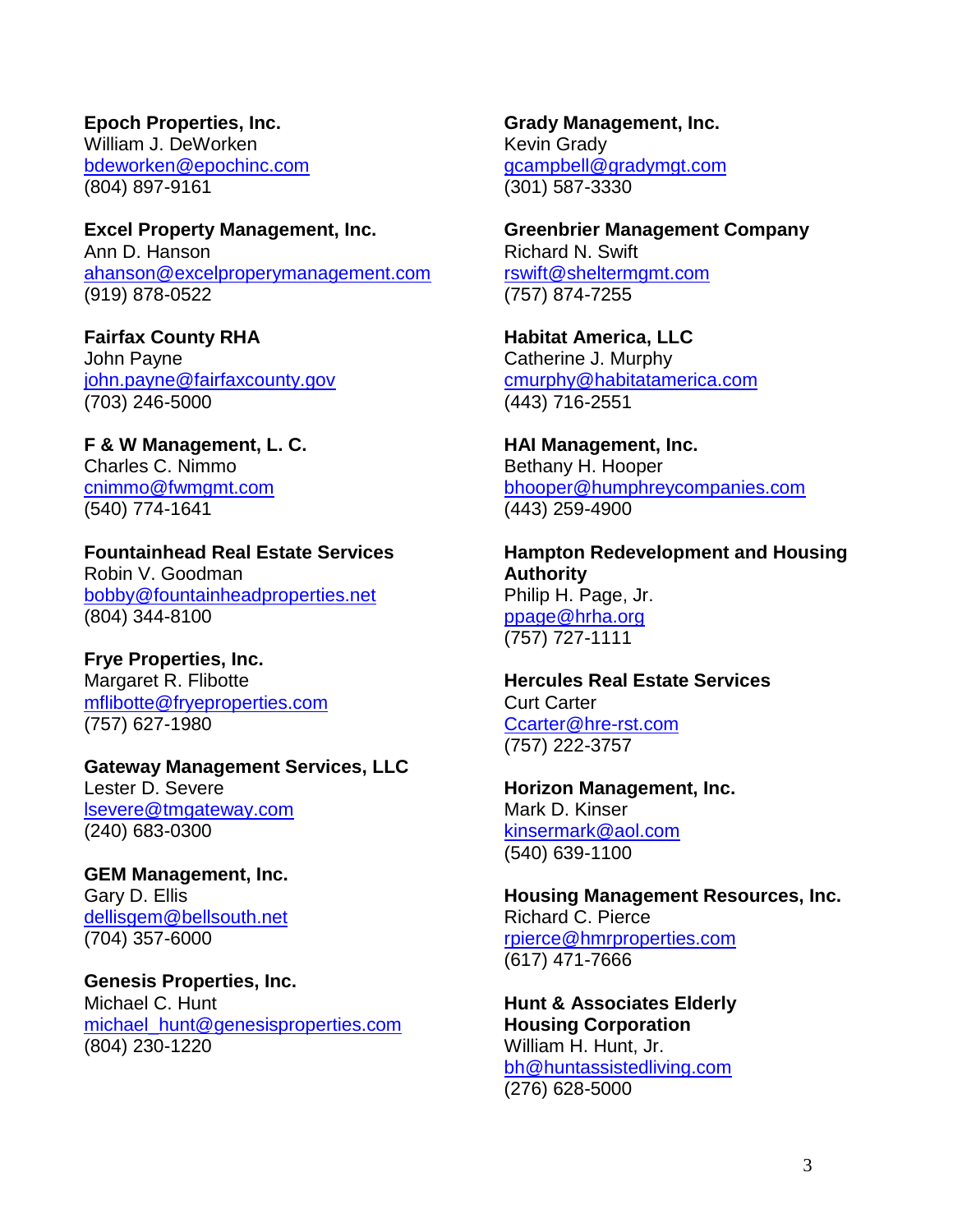**Epoch Properties, Inc.**
William J. DeWorken
bdeworken@epochinc.com
(804) 897-9161

**Excel Property Management, Inc.**
Ann D. Hanson
ahanson@excelproperymanagement.com
(919) 878-0522

**Fairfax County RHA**
John Payne
john.payne@fairfaxcounty.gov
(703) 246-5000

**F & W Management, L. C.**
Charles C. Nimmo
cnimmo@fwmgmt.com
(540) 774-1641

**Fountainhead Real Estate Services**
Robin V. Goodman
bobby@fountainheadproperties.net
(804) 344-8100

**Frye Properties, Inc.**
Margaret R. Flibotte
mflibotte@fryeproperties.com
(757) 627-1980

**Gateway Management Services, LLC**
Lester D. Severe
lsevere@tmgateway.com
(240) 683-0300

**GEM Management, Inc.**
Gary D. Ellis
dellisgem@bellsouth.net
(704) 357-6000

**Genesis Properties, Inc.**
Michael C. Hunt
michael_hunt@genesisproperties.com
(804) 230-1220

**Grady Management, Inc.**
Kevin Grady
gcampbell@gradymgt.com
(301) 587-3330

**Greenbrier Management Company**
Richard N. Swift
rswift@sheltermgmt.com
(757) 874-7255

**Habitat America, LLC**
Catherine J. Murphy
cmurphy@habitatamerica.com
(443) 716-2551

**HAI Management, Inc.**
Bethany H. Hooper
bhooper@humphreycompanies.com
(443) 259-4900

**Hampton Redevelopment and Housing Authority**
Philip H. Page, Jr.
ppage@hrha.org
(757) 727-1111

**Hercules Real Estate Services**
Curt Carter
Ccarter@hre-rst.com
(757) 222-3757

**Horizon Management, Inc.**
Mark D. Kinser
kinsermark@aol.com
(540) 639-1100

**Housing Management Resources, Inc.**
Richard C. Pierce
rpierce@hmrproperties.com
(617) 471-7666

**Hunt & Associates Elderly Housing Corporation**
William H. Hunt, Jr.
bh@huntassistedliving.com
(276) 628-5000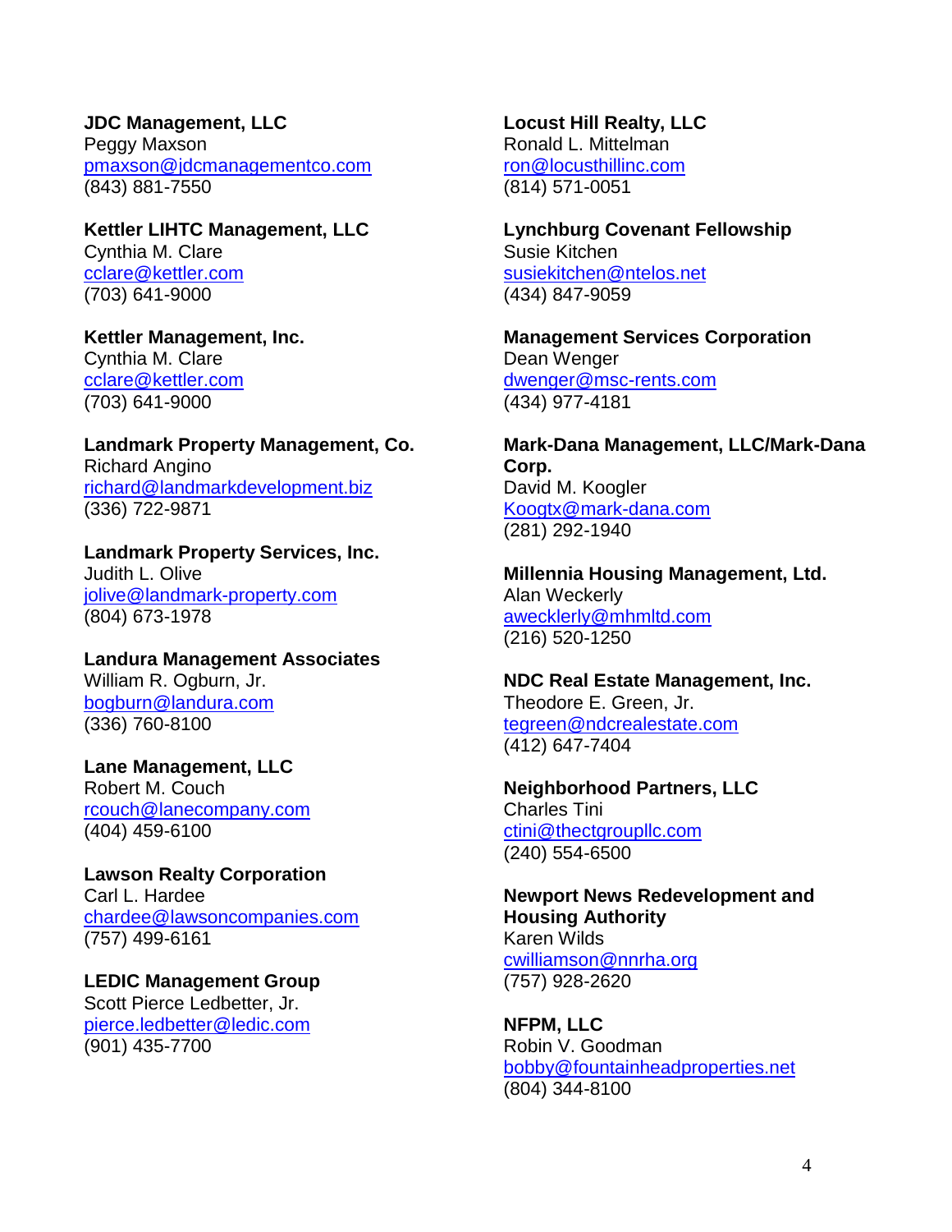**JDC Management, LLC**
Peggy Maxson
pmaxson@jdcmanagementco.com
(843) 881-7550

**Kettler LIHTC Management, LLC**
Cynthia M. Clare
cclare@kettler.com
(703) 641-9000

**Kettler Management, Inc.**
Cynthia M. Clare
cclare@kettler.com
(703) 641-9000

**Landmark Property Management, Co.**
Richard Angino
richard@landmarkdevelopment.biz
(336) 722-9871

**Landmark Property Services, Inc.**
Judith L. Olive
jolive@landmark-property.com
(804) 673-1978

**Landura Management Associates**
William R. Ogburn, Jr.
bogburn@landura.com
(336) 760-8100

**Lane Management, LLC**
Robert M. Couch
rcouch@lanecompany.com
(404) 459-6100

**Lawson Realty Corporation**
Carl L. Hardee
chardee@lawsoncompanies.com
(757) 499-6161

**LEDIC Management Group**
Scott Pierce Ledbetter, Jr.
pierce.ledbetter@ledic.com
(901) 435-7700

**Locust Hill Realty, LLC**
Ronald L. Mittelman
ron@locusthillinc.com
(814) 571-0051

**Lynchburg Covenant Fellowship**
Susie Kitchen
susiekitchen@ntelos.net
(434) 847-9059

**Management Services Corporation**
Dean Wenger
dwenger@msc-rents.com
(434) 977-4181

**Mark-Dana Management, LLC/Mark-Dana Corp.**
David M. Koogler
Koogtx@mark-dana.com
(281) 292-1940

**Millennia Housing Management, Ltd.**
Alan Weckerly
aweckerly@mhmltd.com
(216) 520-1250

**NDC Real Estate Management, Inc.**
Theodore E. Green, Jr.
tegreen@ndcrealestate.com
(412) 647-7404

**Neighborhood Partners, LLC**
Charles Tini
ctini@thectgroupllc.com
(240) 554-6500

**Newport News Redevelopment and Housing Authority**
Karen Wilds
cwilliamson@nnrha.org
(757) 928-2620

**NFPM, LLC**
Robin V. Goodman
bobby@fountainheadproperties.net
(804) 344-8100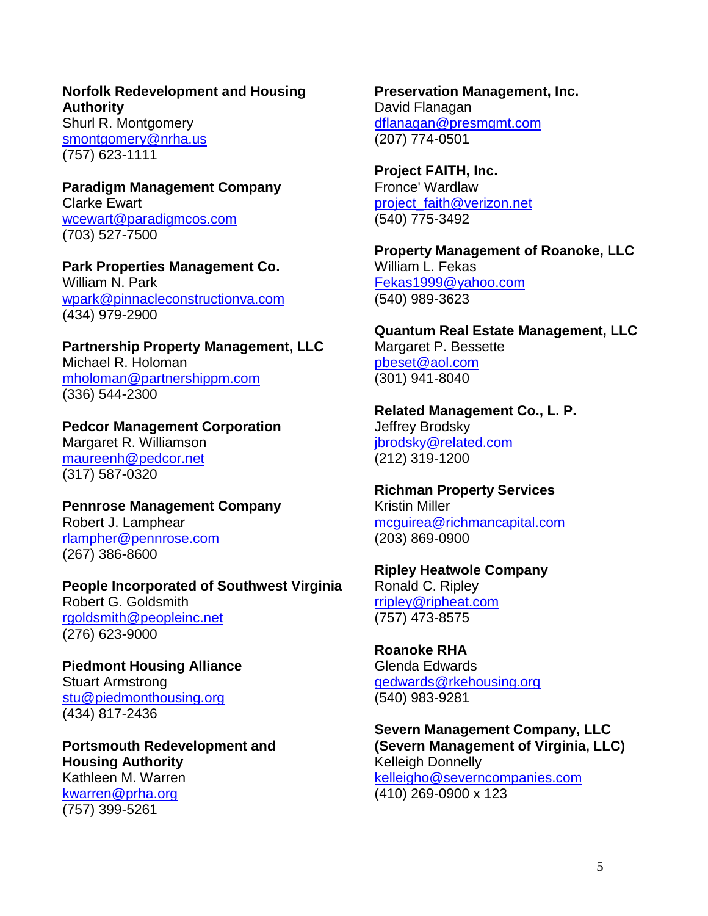**Norfolk Redevelopment and Housing Authority**
Shurl R. Montgomery
smontgomery@nrha.us
(757) 623-1111

**Paradigm Management Company**
Clarke Ewart
wcewart@paradigmcos.com
(703) 527-7500

**Park Properties Management Co.**
William N. Park
wpark@pinnacleconstructionva.com
(434) 979-2900

**Partnership Property Management, LLC**
Michael R. Holoman
mholoman@partnershippm.com
(336) 544-2300

**Pedcor Management Corporation**
Margaret R. Williamson
maureenh@pedcor.net
(317) 587-0320

**Pennrose Management Company**
Robert J. Lamphear
rlampher@pennrose.com
(267) 386-8600

**People Incorporated of Southwest Virginia**
Robert G. Goldsmith
rgoldsmith@peopleinc.net
(276) 623-9000

**Piedmont Housing Alliance**
Stuart Armstrong
stu@piedmonthousing.org
(434) 817-2436

**Portsmouth Redevelopment and Housing Authority**
Kathleen M. Warren
kwarren@prha.org
(757) 399-5261

**Preservation Management, Inc.**
David Flanagan
dflanagan@presmgmt.com
(207) 774-0501

**Project FAITH, Inc.**
Fronce' Wardlaw
project_faith@verizon.net
(540) 775-3492

**Property Management of Roanoke, LLC**
William L. Fekas
Fekas1999@yahoo.com
(540) 989-3623

**Quantum Real Estate Management, LLC**
Margaret P. Bessette
pbeset@aol.com
(301) 941-8040

**Related Management Co., L. P.**
Jeffrey Brodsky
jbrodsky@related.com
(212) 319-1200

**Richman Property Services**
Kristin Miller
mcguirea@richmancapital.com
(203) 869-0900

**Ripley Heatwole Company**
Ronald C. Ripley
rripley@ripheat.com
(757) 473-8575

**Roanoke RHA**
Glenda Edwards
gedwards@rkehousing.org
(540) 983-9281

**Severn Management Company, LLC (Severn Management of Virginia, LLC)**
Kelleigh Donnelly
kelleigho@severncompanies.com
(410) 269-0900 x 123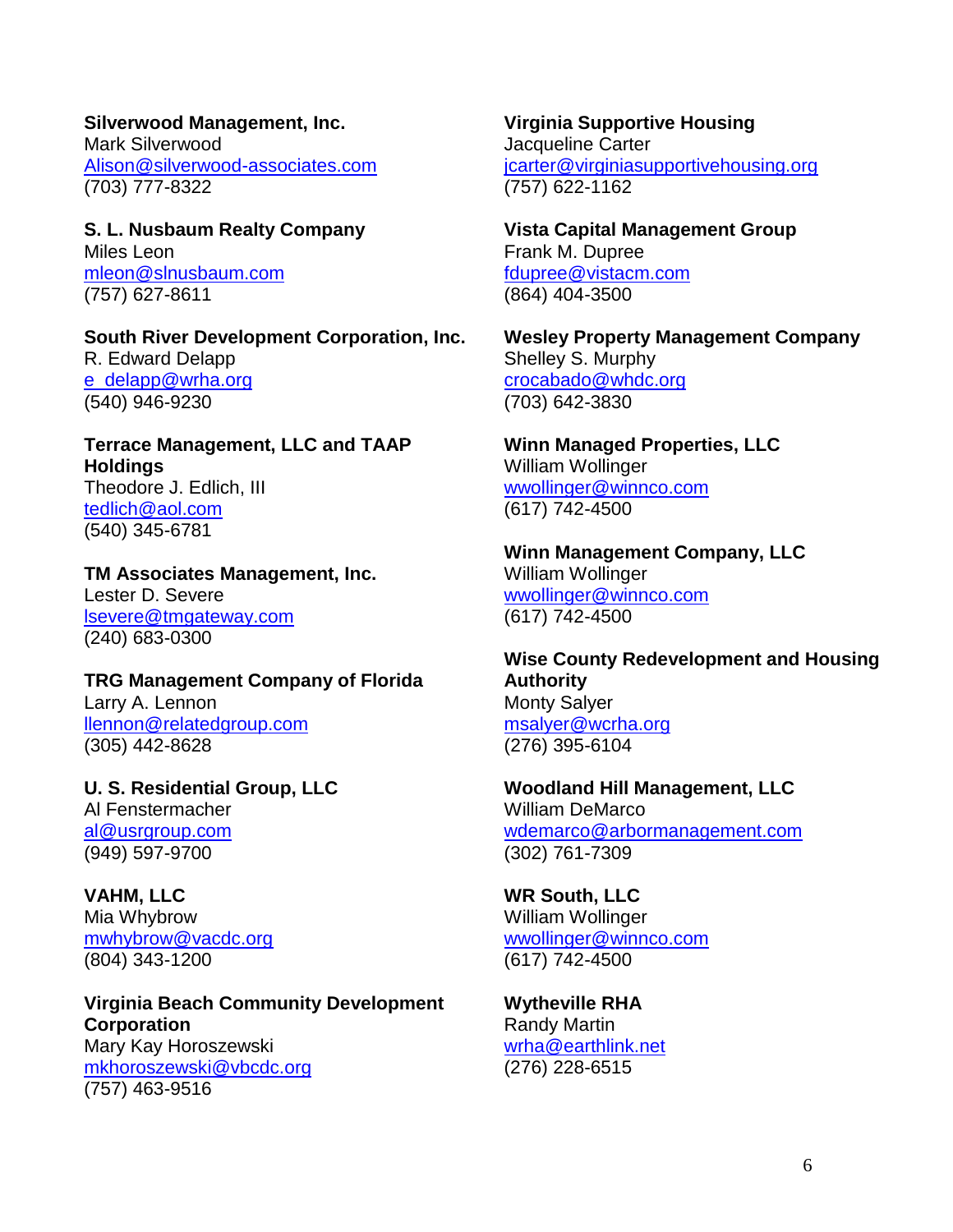**Silverwood Management, Inc.**
Mark Silverwood
Alison@silverwood-associates.com
(703) 777-8322

**S. L. Nusbaum Realty Company**
Miles Leon
mleon@slnusbaum.com
(757) 627-8611

**South River Development Corporation, Inc.**
R. Edward Delapp
e_delapp@wrha.org
(540) 946-9230

**Terrace Management, LLC and TAAP Holdings**
Theodore J. Edlich, III
tedlich@aol.com
(540) 345-6781

**TM Associates Management, Inc.**
Lester D. Severe
lsevere@tmgateway.com
(240) 683-0300

**TRG Management Company of Florida**
Larry A. Lennon
llennon@relatedgroup.com
(305) 442-8628

**U. S. Residential Group, LLC**
Al Fenstermacher
al@usrgroup.com
(949) 597-9700

**VAHM, LLC**
Mia Whybrow
mwhybrow@vacdc.org
(804) 343-1200

**Virginia Beach Community Development Corporation**
Mary Kay Horoszewski
mkhoroszewski@vbcdc.org
(757) 463-9516

**Virginia Supportive Housing**
Jacqueline Carter
jcarter@virginiasupportivehousing.org
(757) 622-1162

**Vista Capital Management Group**
Frank M. Dupree
fdupree@vistacm.com
(864) 404-3500

**Wesley Property Management Company**
Shelley S. Murphy
crocabado@whdc.org
(703) 642-3830

**Winn Managed Properties, LLC**
William Wollinger
wwollinger@winnco.com
(617) 742-4500

**Winn Management Company, LLC**
William Wollinger
wwollinger@winnco.com
(617) 742-4500

**Wise County Redevelopment and Housing Authority**
Monty Salyer
msalyer@wcrha.org
(276) 395-6104

**Woodland Hill Management, LLC**
William DeMarco
wdemarco@arbormanagement.com
(302) 761-7309

**WR South, LLC**
William Wollinger
wwollinger@winnco.com
(617) 742-4500

**Wytheville RHA**
Randy Martin
wrha@earthlink.net
(276) 228-6515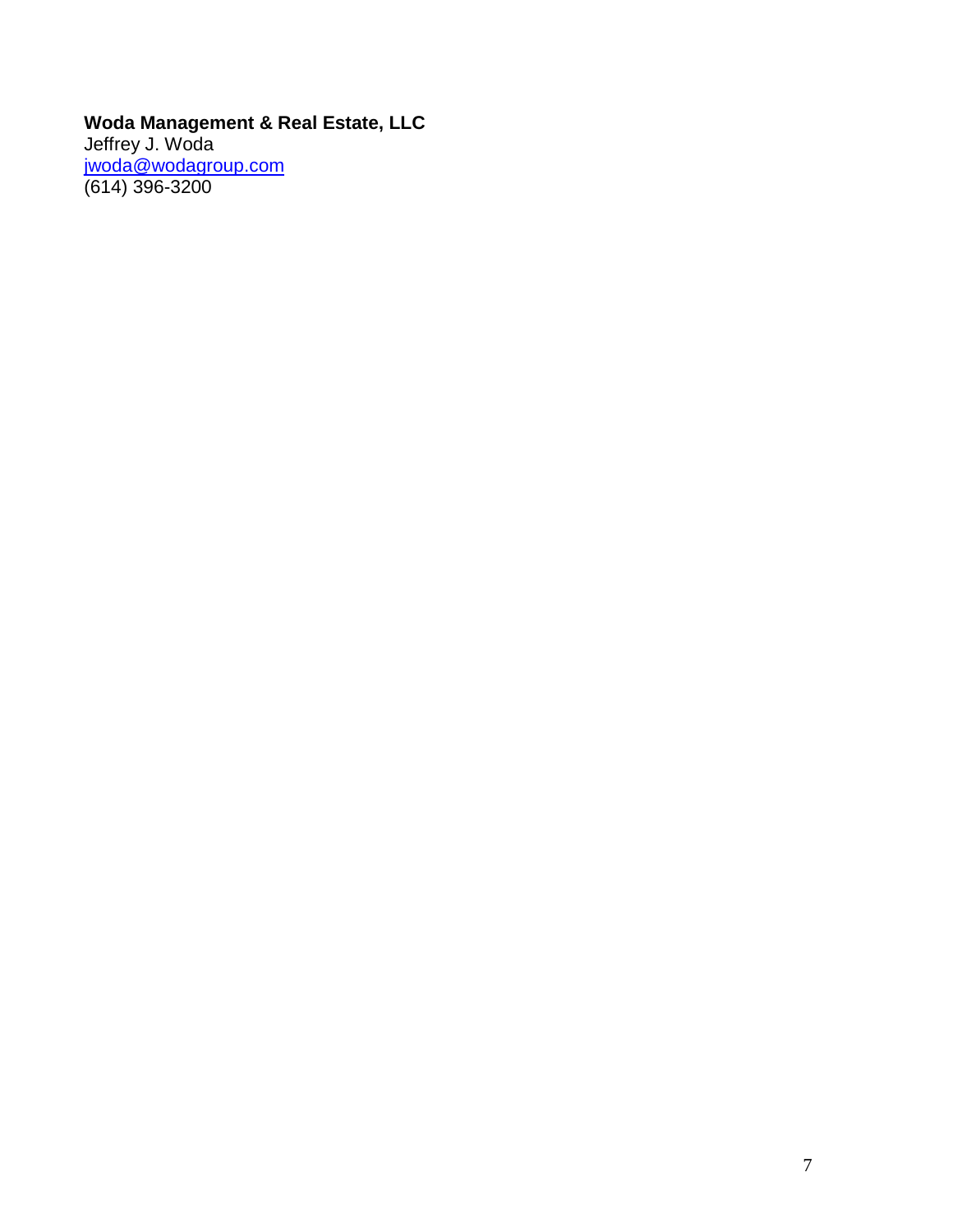**Woda Management & Real Estate, LLC**
Jeffrey J. Woda
jwoda@wodagroup.com
(614) 396-3200